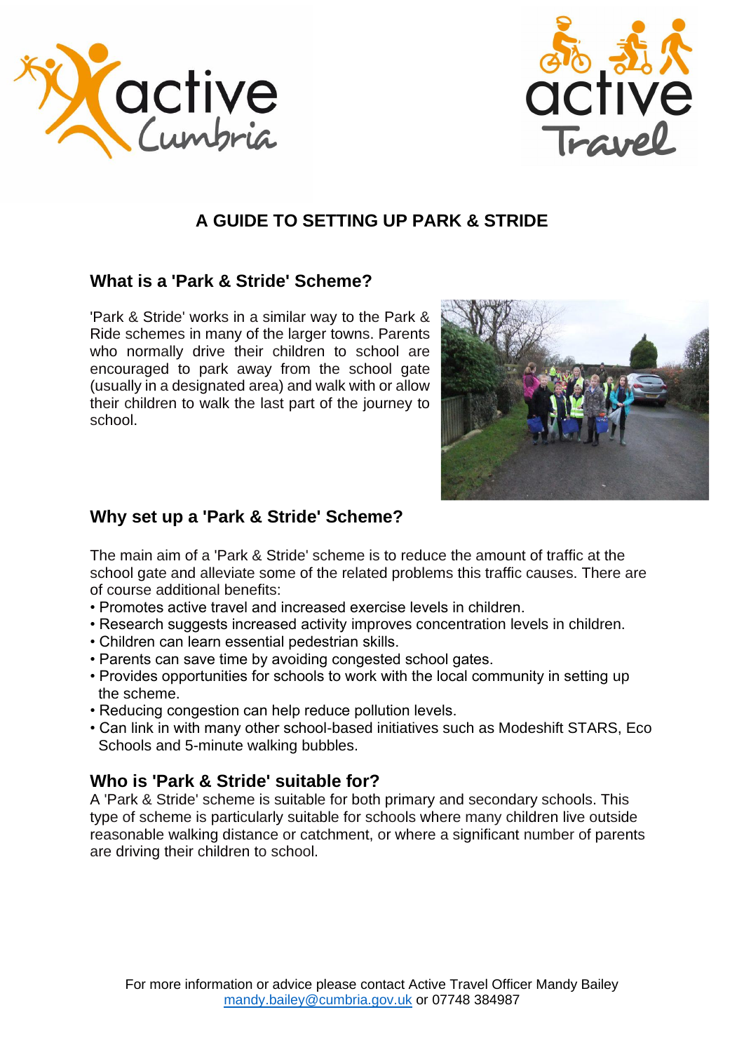# A GUIDE TO SETTING UP PARK & STRIDE

## What is a 'Park & Stride' Scheme?

'Park & Stride' works in a similar way to the Park & Ride schemes in many of the larger towns. Parents who normally drive their children to school are encouraged to park away from the school gate (usually in a designated area) and walk with or allow their children to walk the last part of the journey to school.

## Why set up a 'Park & Stride' Scheme?

The main aim of a 'Park & Stride' scheme is to reduce the amount of traffic at the school gate and alleviate some of the related problems this traffic causes. There are of course additional benefits:

- Promotes active travel and increased exercise levels in children.
- Research suggests increased activity improves concentration levels in children.
- Children can learn essential pedestrian skills.
- Parents can save time by avoiding congested school gates.
- Provides opportunities for schools to work with the local community in setting up the scheme.
- Reducing congestion can help reduce pollution levels.
- Can link in with many other school-based initiatives such as Modeshift STARS, Eco Schools and 5-minute walking bubbles.

## Who is 'Park & Stride' suitable for?

A 'Park & Stride' scheme is suitable for both primary and secondary schools. This type of scheme is particularly suitable for schools where many children live outside reasonable walking distance or catchment, or where a significant number of parents are driving their children to school.

For more information or advice please contact Active Travel Officer Mandy Bailey
mandy.bailey@cumbria.gov.uk or 07748 384987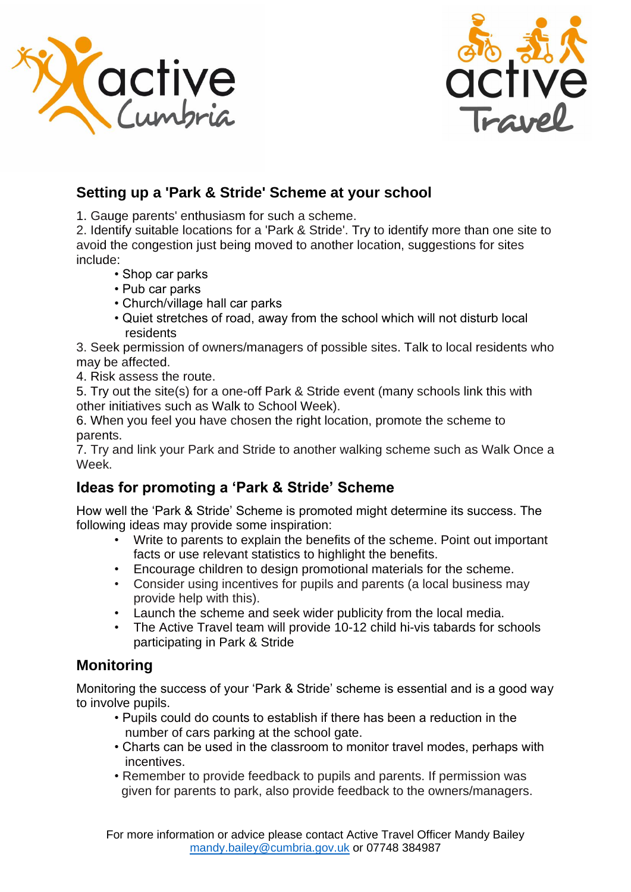## Setting up a 'Park & Stride' Scheme at your school

1. Gauge parents' enthusiasm for such a scheme.
2. Identify suitable locations for a 'Park & Stride'. Try to identify more than one site to avoid the congestion just being moved to another location, suggestions for sites include:
    - Shop car parks
    - Pub car parks
    - Church/village hall car parks
    - Quiet stretches of road, away from the school which will not disturb local residents
3. Seek permission of owners/managers of possible sites. Talk to local residents who may be affected.
4. Risk assess the route.
5. Try out the site(s) for a one-off Park & Stride event (many schools link this with other initiatives such as Walk to School Week).
6. When you feel you have chosen the right location, promote the scheme to parents.
7. Try and link your Park and Stride to another walking scheme such as Walk Once a Week.

## Ideas for promoting a 'Park & Stride' Scheme

How well the 'Park & Stride' Scheme is promoted might determine its success. The following ideas may provide some inspiration:

- Write to parents to explain the benefits of the scheme. Point out important facts or use relevant statistics to highlight the benefits.
- Encourage children to design promotional materials for the scheme.
- Consider using incentives for pupils and parents (a local business may provide help with this).
- Launch the scheme and seek wider publicity from the local media.
- The Active Travel team will provide 10-12 child hi-vis tabards for schools participating in Park & Stride

## Monitoring

Monitoring the success of your 'Park & Stride' scheme is essential and is a good way to involve pupils.

- Pupils could do counts to establish if there has been a reduction in the number of cars parking at the school gate.
- Charts can be used in the classroom to monitor travel modes, perhaps with incentives.
- Remember to provide feedback to pupils and parents. If permission was given for parents to park, also provide feedback to the owners/managers.

For more information or advice please contact Active Travel Officer Mandy Bailey
mandy.bailey@cumbria.gov.uk or 07748 384987